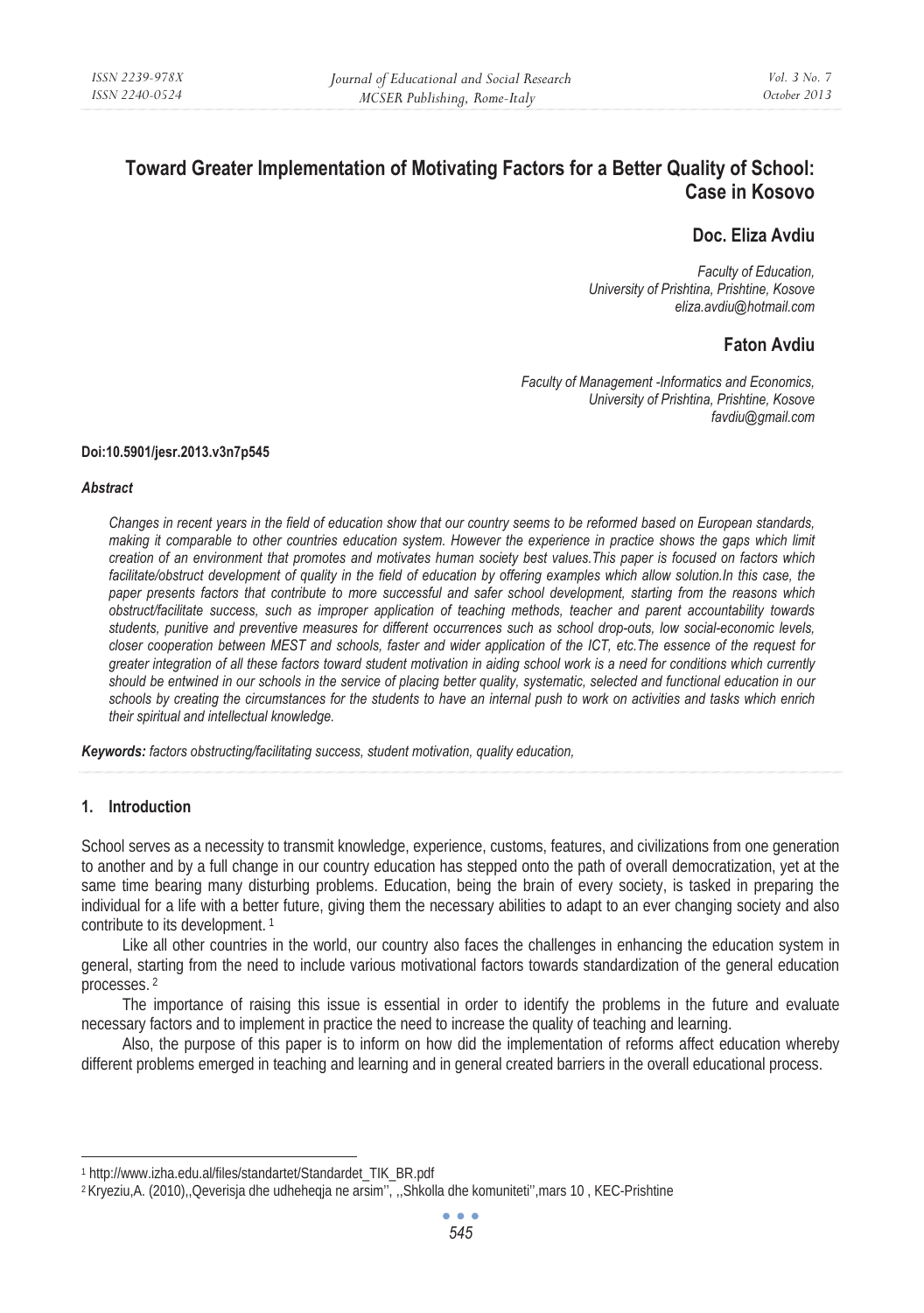# Toward Greater Implementation of Motivating Factors for a Better Quality of School: Case in Kosovo

## Doc. Eliza Avdiu

*Faculty of Education,*
*University of Prishtina, Prishtine, Kosove*
*eliza.avdiu@hotmail.com*

## Faton Avdiu

*Faculty of Management -Informatics and Economics,*
*University of Prishtina, Prishtine, Kosove*
*favdiu@gmail.com*

**Doi:10.5901/jesr.2013.v3n7p545**

***Abstract***

*Changes in recent years in the field of education show that our country seems to be reformed based on European standards, making it comparable to other countries education system. However the experience in practice shows the gaps which limit creation of an environment that promotes and motivates human society best values.This paper is focused on factors which facilitate/obstruct development of quality in the field of education by offering examples which allow solution.In this case, the paper presents factors that contribute to more successful and safer school development, starting from the reasons which obstruct/facilitate success, such as improper application of teaching methods, teacher and parent accountability towards students, punitive and preventive measures for different occurrences such as school drop-outs, low social-economic levels, closer cooperation between MEST and schools, faster and wider application of the ICT, etc.The essence of the request for greater integration of all these factors toward student motivation in aiding school work is a need for conditions which currently should be entwined in our schools in the service of placing better quality, systematic, selected and functional education in our schools by creating the circumstances for the students to have an internal push to work on activities and tasks which enrich their spiritual and intellectual knowledge.*

***Keywords:*** *factors obstructing/facilitating success, student motivation, quality education,*

## 1. Introduction

School serves as a necessity to transmit knowledge, experience, customs, features, and civilizations from one generation to another and by a full change in our country education has stepped onto the path of overall democratization, yet at the same time bearing many disturbing problems. Education, being the brain of every society, is tasked in preparing the individual for a life with a better future, giving them the necessary abilities to adapt to an ever changing society and also contribute to its development. [1]

Like all other countries in the world, our country also faces the challenges in enhancing the education system in general, starting from the need to include various motivational factors towards standardization of the general education processes. [2]

The importance of raising this issue is essential in order to identify the problems in the future and evaluate necessary factors and to implement in practice the need to increase the quality of teaching and learning.

Also, the purpose of this paper is to inform on how did the implementation of reforms affect education whereby different problems emerged in teaching and learning and in general created barriers in the overall educational process.

---

[1] http://www.izha.edu.al/files/standartet/Standardet_TIK_BR.pdf

[2] Kryeziu,A. (2010),,Qeverisja dhe udheheqja ne arsim'', ,,Shkolla dhe komuniteti'',mars 10 , KEC-Prishtine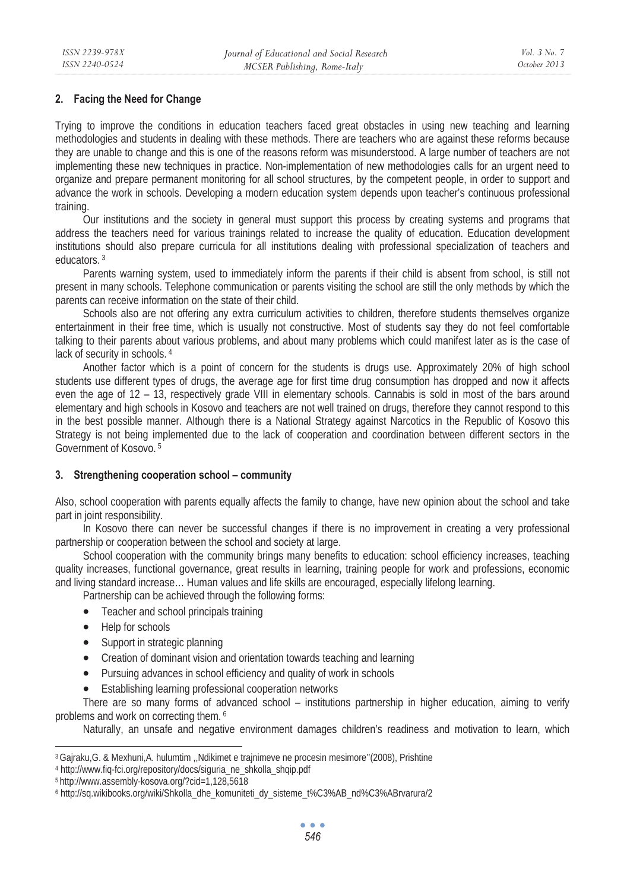## 2. Facing the Need for Change

Trying to improve the conditions in education teachers faced great obstacles in using new teaching and learning methodologies and students in dealing with these methods. There are teachers who are against these reforms because they are unable to change and this is one of the reasons reform was misunderstood. A large number of teachers are not implementing these new techniques in practice. Non-implementation of new methodologies calls for an urgent need to organize and prepare permanent monitoring for all school structures, by the competent people, in order to support and advance the work in schools. Developing a modern education system depends upon teacher's continuous professional training.

Our institutions and the society in general must support this process by creating systems and programs that address the teachers need for various trainings related to increase the quality of education. Education development institutions should also prepare curricula for all institutions dealing with professional specialization of teachers and educators. [3]

Parents warning system, used to immediately inform the parents if their child is absent from school, is still not present in many schools. Telephone communication or parents visiting the school are still the only methods by which the parents can receive information on the state of their child.

Schools also are not offering any extra curriculum activities to children, therefore students themselves organize entertainment in their free time, which is usually not constructive. Most of students say they do not feel comfortable talking to their parents about various problems, and about many problems which could manifest later as is the case of lack of security in schools. [4]

Another factor which is a point of concern for the students is drugs use. Approximately 20% of high school students use different types of drugs, the average age for first time drug consumption has dropped and now it affects even the age of 12 – 13, respectively grade VIII in elementary schools. Cannabis is sold in most of the bars around elementary and high schools in Kosovo and teachers are not well trained on drugs, therefore they cannot respond to this in the best possible manner. Although there is a National Strategy against Narcotics in the Republic of Kosovo this Strategy is not being implemented due to the lack of cooperation and coordination between different sectors in the Government of Kosovo. [5]

## 3. Strengthening cooperation school – community

Also, school cooperation with parents equally affects the family to change, have new opinion about the school and take part in joint responsibility.

In Kosovo there can never be successful changes if there is no improvement in creating a very professional partnership or cooperation between the school and society at large.

School cooperation with the community brings many benefits to education: school efficiency increases, teaching quality increases, functional governance, great results in learning, training people for work and professions, economic and living standard increase… Human values and life skills are encouraged, especially lifelong learning.

Partnership can be achieved through the following forms:

- Teacher and school principals training
- Help for schools
- Support in strategic planning
- Creation of dominant vision and orientation towards teaching and learning
- Pursuing advances in school efficiency and quality of work in schools
- Establishing learning professional cooperation networks

There are so many forms of advanced school – institutions partnership in higher education, aiming to verify problems and work on correcting them. [6]

Naturally, an unsafe and negative environment damages children's readiness and motivation to learn, which

---

[3] Gajraku,G. & Mexhuni,A. hulumtim ,,Ndikimet e trajnimeve ne procesin mesimore''(2008), Prishtine

[4] http://www.fiq-fci.org/repository/docs/siguria_ne_shkolla_shqip.pdf

[5] http://www.assembly-kosova.org/?cid=1,128,5618

[6] http://sq.wikibooks.org/wiki/Shkolla_dhe_komuniteti_dy_sisteme_t%C3%AB_nd%C3%ABrvarura/2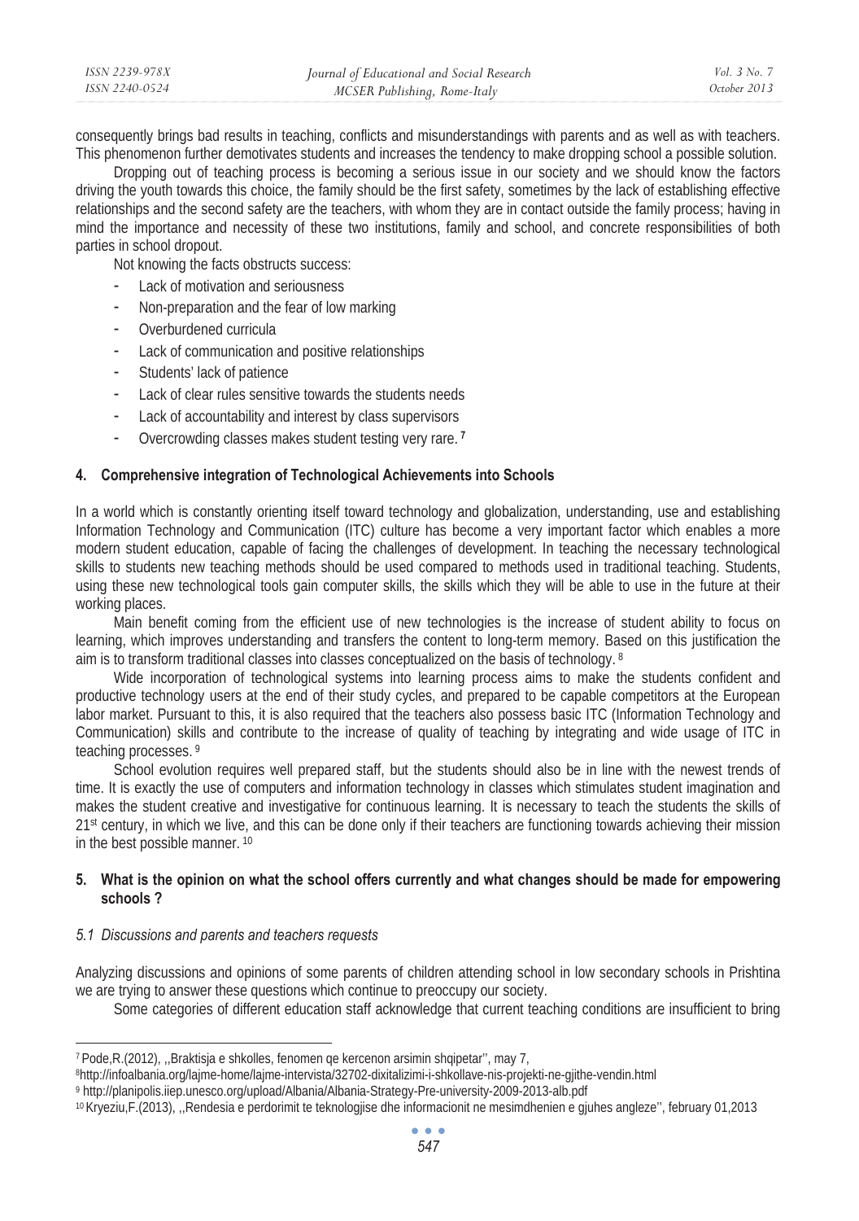consequently brings bad results in teaching, conflicts and misunderstandings with parents and as well as with teachers. This phenomenon further demotivates students and increases the tendency to make dropping school a possible solution.

Dropping out of teaching process is becoming a serious issue in our society and we should know the factors driving the youth towards this choice, the family should be the first safety, sometimes by the lack of establishing effective relationships and the second safety are the teachers, with whom they are in contact outside the family process; having in mind the importance and necessity of these two institutions, family and school, and concrete responsibilities of both parties in school dropout.

Not knowing the facts obstructs success:

- Lack of motivation and seriousness
- Non-preparation and the fear of low marking
- Overburdened curricula
- Lack of communication and positive relationships
- Students' lack of patience
- Lack of clear rules sensitive towards the students needs
- Lack of accountability and interest by class supervisors
- Overcrowding classes makes student testing very rare. [7]

## 4. Comprehensive integration of Technological Achievements into Schools

In a world which is constantly orienting itself toward technology and globalization, understanding, use and establishing Information Technology and Communication (ITC) culture has become a very important factor which enables a more modern student education, capable of facing the challenges of development. In teaching the necessary technological skills to students new teaching methods should be used compared to methods used in traditional teaching. Students, using these new technological tools gain computer skills, the skills which they will be able to use in the future at their working places.

Main benefit coming from the efficient use of new technologies is the increase of student ability to focus on learning, which improves understanding and transfers the content to long-term memory. Based on this justification the aim is to transform traditional classes into classes conceptualized on the basis of technology. [8]

Wide incorporation of technological systems into learning process aims to make the students confident and productive technology users at the end of their study cycles, and prepared to be capable competitors at the European labor market. Pursuant to this, it is also required that the teachers also possess basic ITC (Information Technology and Communication) skills and contribute to the increase of quality of teaching by integrating and wide usage of ITC in teaching processes. [9]

School evolution requires well prepared staff, but the students should also be in line with the newest trends of time. It is exactly the use of computers and information technology in classes which stimulates student imagination and makes the student creative and investigative for continuous learning. It is necessary to teach the students the skills of 21st century, in which we live, and this can be done only if their teachers are functioning towards achieving their mission in the best possible manner. [10]

## 5. What is the opinion on what the school offers currently and what changes should be made for empowering schools ?

### *5.1 Discussions and parents and teachers requests*

Analyzing discussions and opinions of some parents of children attending school in low secondary schools in Prishtina we are trying to answer these questions which continue to preoccupy our society.

Some categories of different education staff acknowledge that current teaching conditions are insufficient to bring

---

[7] Pode,R.(2012), ,,Braktisja e shkolles, fenomen qe kercenon arsimin shqipetar'', may 7,

[8] http://infoalbania.org/lajme-home/lajme-intervista/32702-dixitalizimi-i-shkollave-nis-projekti-ne-gjithe-vendin.html

[9] http://planipolis.iiep.unesco.org/upload/Albania/Albania-Strategy-Pre-university-2009-2013-alb.pdf

[10] Kryeziu,F.(2013), ,,Rendesia e perdorimit te teknologjise dhe informacionit ne mesimdhenien e gjuhes angleze'', february 01,2013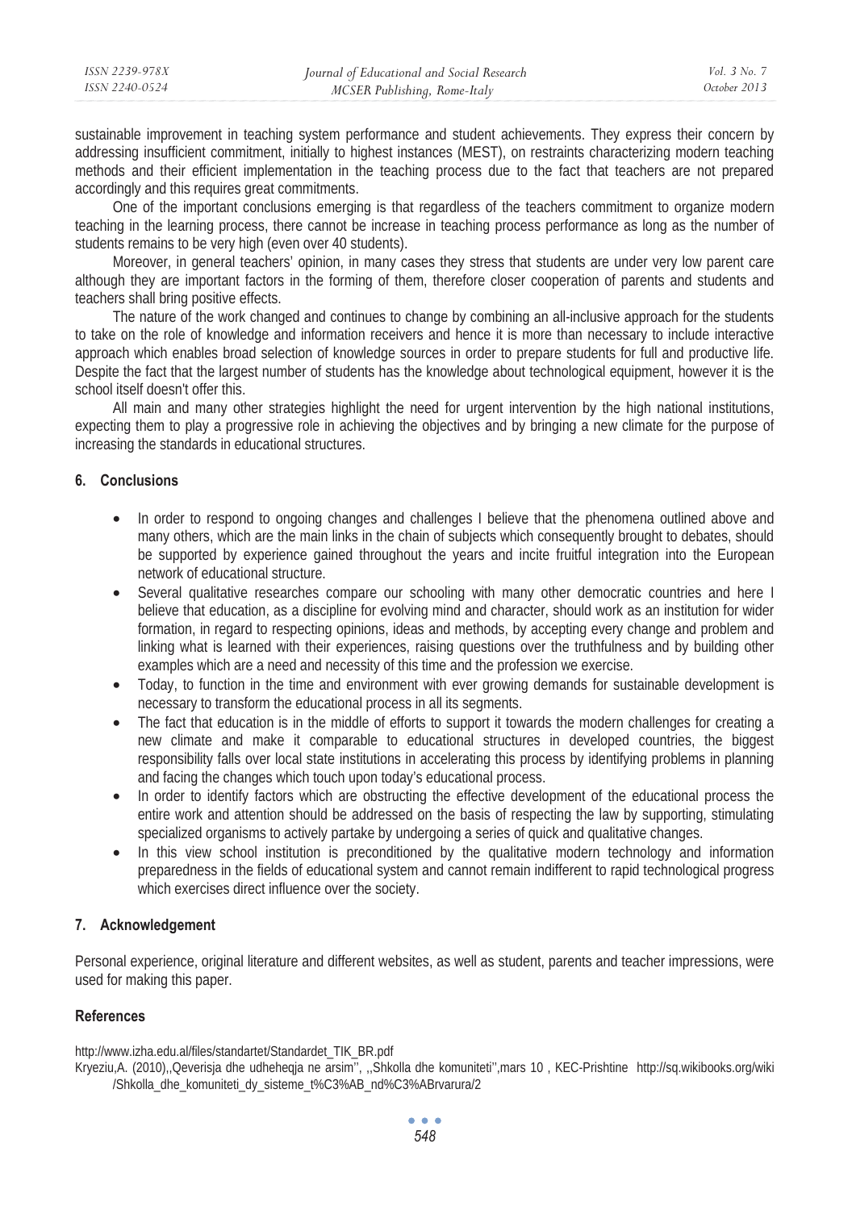sustainable improvement in teaching system performance and student achievements. They express their concern by addressing insufficient commitment, initially to highest instances (MEST), on restraints characterizing modern teaching methods and their efficient implementation in the teaching process due to the fact that teachers are not prepared accordingly and this requires great commitments.

One of the important conclusions emerging is that regardless of the teachers commitment to organize modern teaching in the learning process, there cannot be increase in teaching process performance as long as the number of students remains to be very high (even over 40 students).

Moreover, in general teachers' opinion, in many cases they stress that students are under very low parent care although they are important factors in the forming of them, therefore closer cooperation of parents and students and teachers shall bring positive effects.

The nature of the work changed and continues to change by combining an all-inclusive approach for the students to take on the role of knowledge and information receivers and hence it is more than necessary to include interactive approach which enables broad selection of knowledge sources in order to prepare students for full and productive life. Despite the fact that the largest number of students has the knowledge about technological equipment, however it is the school itself doesn't offer this.

All main and many other strategies highlight the need for urgent intervention by the high national institutions, expecting them to play a progressive role in achieving the objectives and by bringing a new climate for the purpose of increasing the standards in educational structures.

## 6. Conclusions

- In order to respond to ongoing changes and challenges I believe that the phenomena outlined above and many others, which are the main links in the chain of subjects which consequently brought to debates, should be supported by experience gained throughout the years and incite fruitful integration into the European network of educational structure.
- Several qualitative researches compare our schooling with many other democratic countries and here I believe that education, as a discipline for evolving mind and character, should work as an institution for wider formation, in regard to respecting opinions, ideas and methods, by accepting every change and problem and linking what is learned with their experiences, raising questions over the truthfulness and by building other examples which are a need and necessity of this time and the profession we exercise.
- Today, to function in the time and environment with ever growing demands for sustainable development is necessary to transform the educational process in all its segments.
- The fact that education is in the middle of efforts to support it towards the modern challenges for creating a new climate and make it comparable to educational structures in developed countries, the biggest responsibility falls over local state institutions in accelerating this process by identifying problems in planning and facing the changes which touch upon today's educational process.
- In order to identify factors which are obstructing the effective development of the educational process the entire work and attention should be addressed on the basis of respecting the law by supporting, stimulating specialized organisms to actively partake by undergoing a series of quick and qualitative changes.
- In this view school institution is preconditioned by the qualitative modern technology and information preparedness in the fields of educational system and cannot remain indifferent to rapid technological progress which exercises direct influence over the society.

## 7. Acknowledgement

Personal experience, original literature and different websites, as well as student, parents and teacher impressions, were used for making this paper.

## References

http://www.izha.edu.al/files/standartet/Standardet_TIK_BR.pdf

Kryeziu,A. (2010),,Qeverisja dhe udheheqja ne arsim'', ,,Shkolla dhe komuniteti'',mars 10 , KEC-Prishtine http://sq.wikibooks.org/wiki/Shkolla_dhe_komuniteti_dy_sisteme_t%C3%AB_nd%C3%ABrvarura/2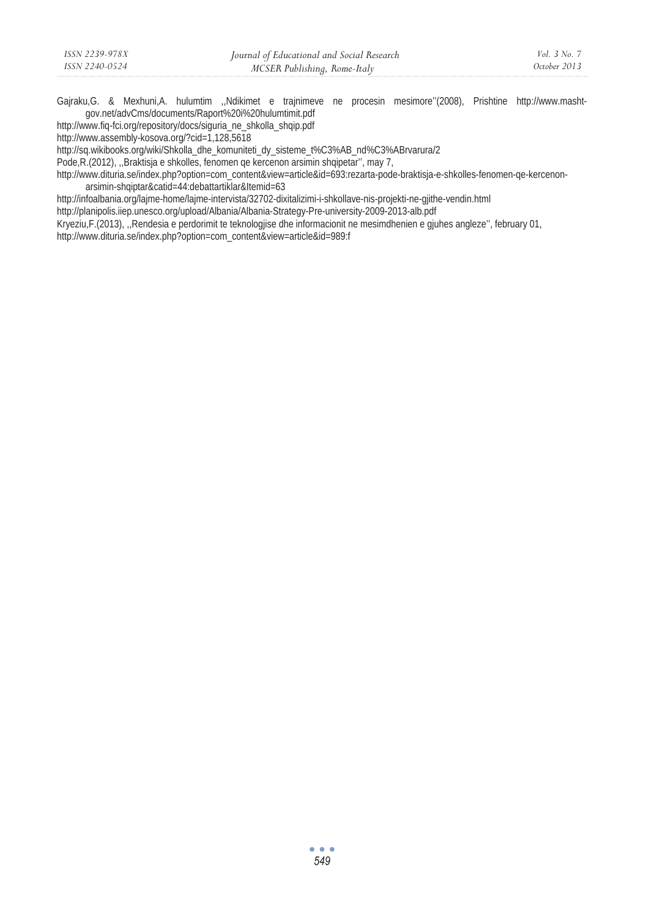Gajraku,G. & Mexhuni,A. hulumtim ,,Ndikimet e trajnimeve ne procesin mesimore''(2008), Prishtine http://www.masht-gov.net/advCms/documents/Raport%20i%20hulumtimit.pdf

http://www.fiq-fci.org/repository/docs/siguria_ne_shkolla_shqip.pdf

http://www.assembly-kosova.org/?cid=1,128,5618

http://sq.wikibooks.org/wiki/Shkolla_dhe_komuniteti_dy_sisteme_t%C3%AB_nd%C3%ABrvarura/2

Pode,R.(2012), ,,Braktisja e shkolles, fenomen qe kercenon arsimin shqipetar'', may 7,

http://www.dituria.se/index.php?option=com_content&view=article&id=693:rezarta-pode-braktisja-e-shkolles-fenomen-qe-kercenon-arsimin-shqiptar&catid=44:debattartiklar&Itemid=63

http://infoalbania.org/lajme-home/lajme-intervista/32702-dixitalizimi-i-shkollave-nis-projekti-ne-gjithe-vendin.html

http://planipolis.iiep.unesco.org/upload/Albania/Albania-Strategy-Pre-university-2009-2013-alb.pdf

Kryeziu,F.(2013), ,,Rendesia e perdorimit te teknologjise dhe informacionit ne mesimdhenien e gjuhes angleze'', february 01,

http://www.dituria.se/index.php?option=com_content&view=article&id=989:f